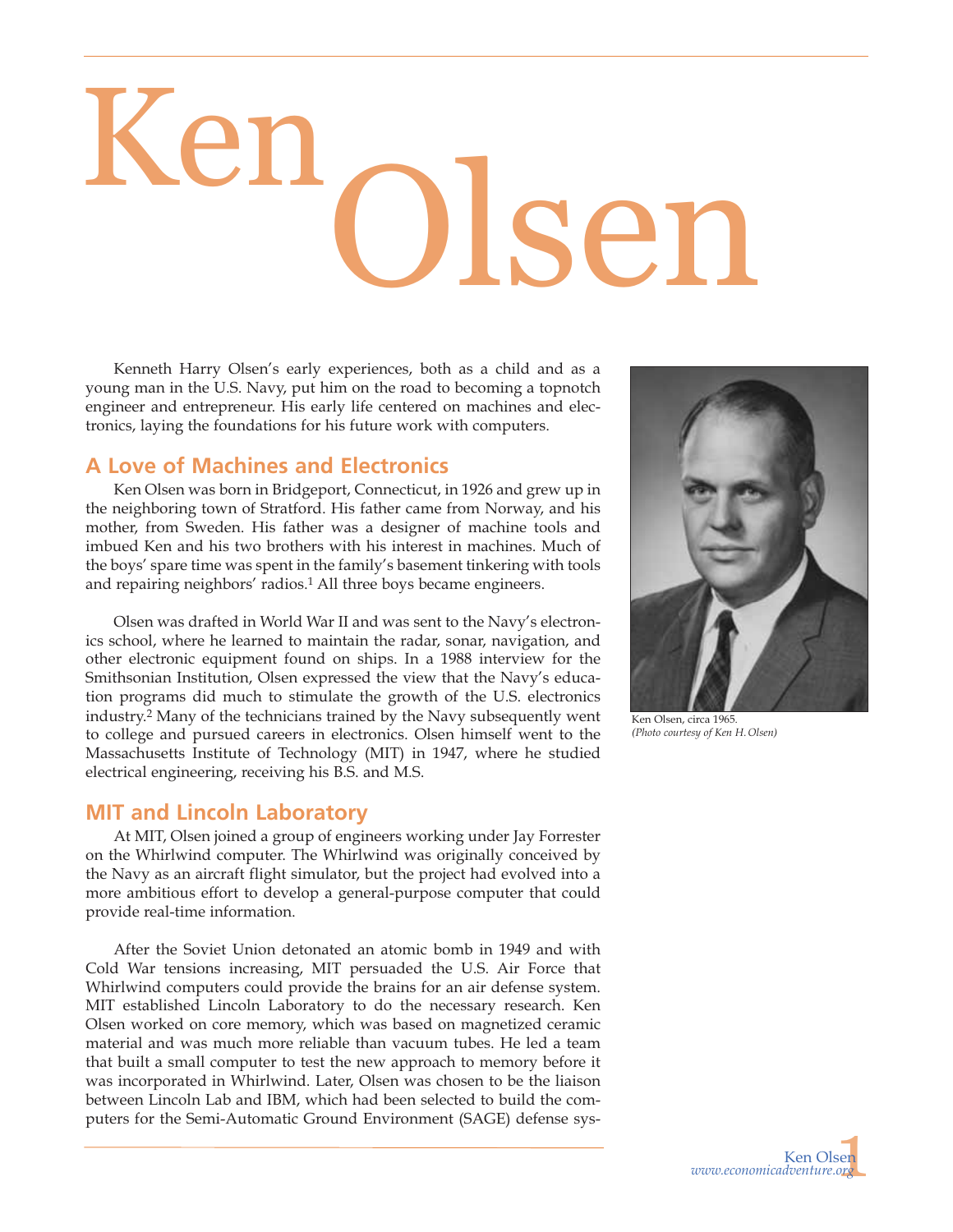# Ken Olsen

Kenneth Harry Olsen's early experiences, both as a child and as a young man in the U.S. Navy, put him on the road to becoming a topnotch engineer and entrepreneur. His early life centered on machines and electronics, laying the foundations for his future work with computers.

## A Love of Machines and Electronics

Ken Olsen was born in Bridgeport, Connecticut, in 1926 and grew up in the neighboring town of Stratford. His father came from Norway, and his mother, from Sweden. His father was a designer of machine tools and imbued Ken and his two brothers with his interest in machines. Much of the boys' spare time was spent in the family's basement tinkering with tools and repairing neighbors' radios.[1] All three boys became engineers.

Olsen was drafted in World War II and was sent to the Navy's electronics school, where he learned to maintain the radar, sonar, navigation, and other electronic equipment found on ships. In a 1988 interview for the Smithsonian Institution, Olsen expressed the view that the Navy's education programs did much to stimulate the growth of the U.S. electronics industry.[2] Many of the technicians trained by the Navy subsequently went to college and pursued careers in electronics. Olsen himself went to the Massachusetts Institute of Technology (MIT) in 1947, where he studied electrical engineering, receiving his B.S. and M.S.

Ken Olsen, circa 1965.
*(Photo courtesy of Ken H. Olsen)*

## MIT and Lincoln Laboratory

At MIT, Olsen joined a group of engineers working under Jay Forrester on the Whirlwind computer. The Whirlwind was originally conceived by the Navy as an aircraft flight simulator, but the project had evolved into a more ambitious effort to develop a general-purpose computer that could provide real-time information.

After the Soviet Union detonated an atomic bomb in 1949 and with Cold War tensions increasing, MIT persuaded the U.S. Air Force that Whirlwind computers could provide the brains for an air defense system. MIT established Lincoln Laboratory to do the necessary research. Ken Olsen worked on core memory, which was based on magnetized ceramic material and was much more reliable than vacuum tubes. He led a team that built a small computer to test the new approach to memory before it was incorporated in Whirlwind. Later, Olsen was chosen to be the liaison between Lincoln Lab and IBM, which had been selected to build the computers for the Semi-Automatic Ground Environment (SAGE) defense sys-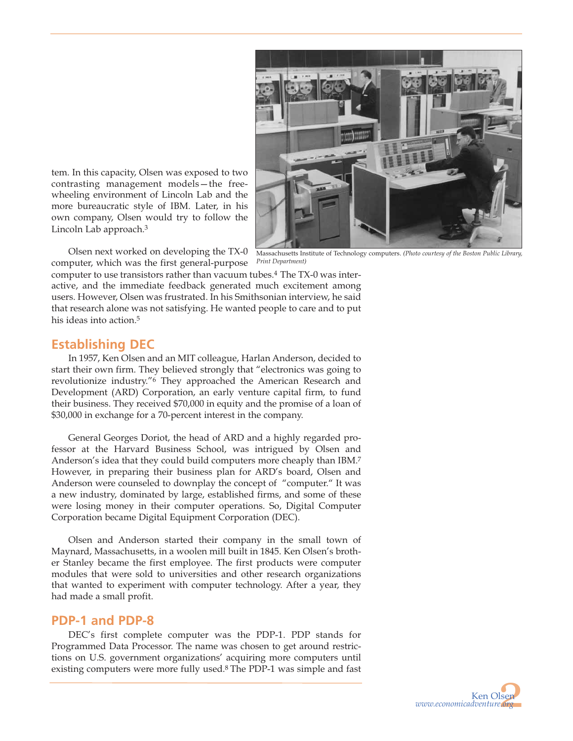tem. In this capacity, Olsen was exposed to two contrasting management models—the free-wheeling environment of Lincoln Lab and the more bureaucratic style of IBM. Later, in his own company, Olsen would try to follow the Lincoln Lab approach.[3]

Massachusetts Institute of Technology computers. *(Photo courtesy of the Boston Public Library, Print Department)*

Olsen next worked on developing the TX-0 computer, which was the first general-purpose computer to use transistors rather than vacuum tubes.[4] The TX-0 was interactive, and the immediate feedback generated much excitement among users. However, Olsen was frustrated. In his Smithsonian interview, he said that research alone was not satisfying. He wanted people to care and to put his ideas into action.[5]

## Establishing DEC

In 1957, Ken Olsen and an MIT colleague, Harlan Anderson, decided to start their own firm. They believed strongly that "electronics was going to revolutionize industry."[6] They approached the American Research and Development (ARD) Corporation, an early venture capital firm, to fund their business. They received $70,000 in equity and the promise of a loan of $30,000 in exchange for a 70-percent interest in the company.

General Georges Doriot, the head of ARD and a highly regarded professor at the Harvard Business School, was intrigued by Olsen and Anderson's idea that they could build computers more cheaply than IBM.[7] However, in preparing their business plan for ARD's board, Olsen and Anderson were counseled to downplay the concept of "computer." It was a new industry, dominated by large, established firms, and some of these were losing money in their computer operations. So, Digital Computer Corporation became Digital Equipment Corporation (DEC).

Olsen and Anderson started their company in the small town of Maynard, Massachusetts, in a woolen mill built in 1845. Ken Olsen's brother Stanley became the first employee. The first products were computer modules that were sold to universities and other research organizations that wanted to experiment with computer technology. After a year, they had made a small profit.

## PDP-1 and PDP-8

DEC's first complete computer was the PDP-1. PDP stands for Programmed Data Processor. The name was chosen to get around restrictions on U.S. government organizations' acquiring more computers until existing computers were more fully used.[8] The PDP-1 was simple and fast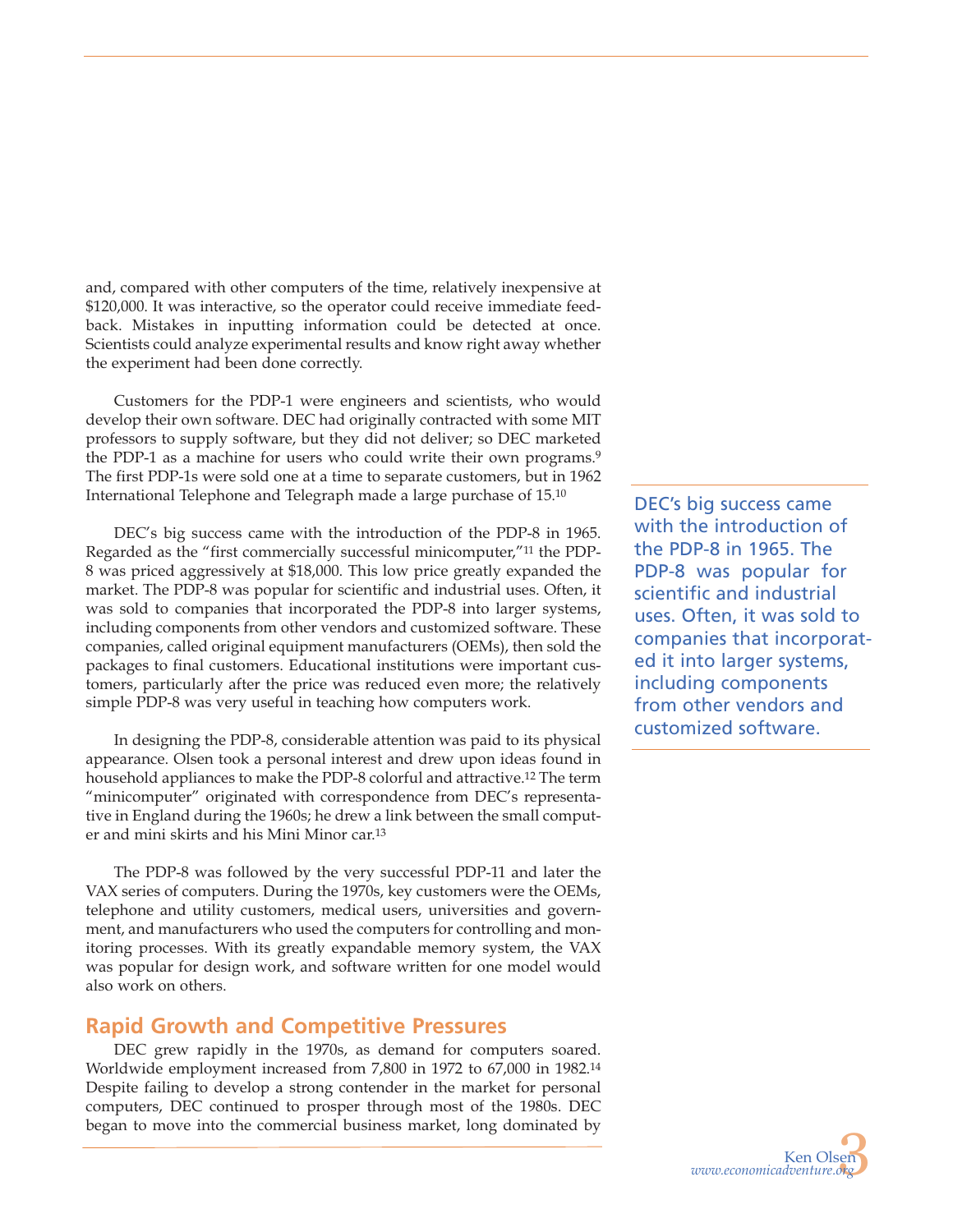and, compared with other computers of the time, relatively inexpensive at $120,000. It was interactive, so the operator could receive immediate feedback. Mistakes in inputting information could be detected at once. Scientists could analyze experimental results and know right away whether the experiment had been done correctly.

Customers for the PDP-1 were engineers and scientists, who would develop their own software. DEC had originally contracted with some MIT professors to supply software, but they did not deliver; so DEC marketed the PDP-1 as a machine for users who could write their own programs.[9] The first PDP-1s were sold one at a time to separate customers, but in 1962 International Telephone and Telegraph made a large purchase of 15.[10]

DEC's big success came with the introduction of the PDP-8 in 1965. Regarded as the "first commercially successful minicomputer,"[11] the PDP-8 was priced aggressively at $18,000. This low price greatly expanded the market. The PDP-8 was popular for scientific and industrial uses. Often, it was sold to companies that incorporated the PDP-8 into larger systems, including components from other vendors and customized software. These companies, called original equipment manufacturers (OEMs), then sold the packages to final customers. Educational institutions were important customers, particularly after the price was reduced even more; the relatively simple PDP-8 was very useful in teaching how computers work.

> DEC's big success came with the introduction of the PDP-8 in 1965. The PDP-8 was popular for scientific and industrial uses. Often, it was sold to companies that incorporated it into larger systems, including components from other vendors and customized software.

In designing the PDP-8, considerable attention was paid to its physical appearance. Olsen took a personal interest and drew upon ideas found in household appliances to make the PDP-8 colorful and attractive.[12] The term "minicomputer" originated with correspondence from DEC's representative in England during the 1960s; he drew a link between the small computer and mini skirts and his Mini Minor car.[13]

The PDP-8 was followed by the very successful PDP-11 and later the VAX series of computers. During the 1970s, key customers were the OEMs, telephone and utility customers, medical users, universities and government, and manufacturers who used the computers for controlling and monitoring processes. With its greatly expandable memory system, the VAX was popular for design work, and software written for one model would also work on others.

## Rapid Growth and Competitive Pressures

DEC grew rapidly in the 1970s, as demand for computers soared. Worldwide employment increased from 7,800 in 1972 to 67,000 in 1982.[14] Despite failing to develop a strong contender in the market for personal computers, DEC continued to prosper through most of the 1980s. DEC began to move into the commercial business market, long dominated by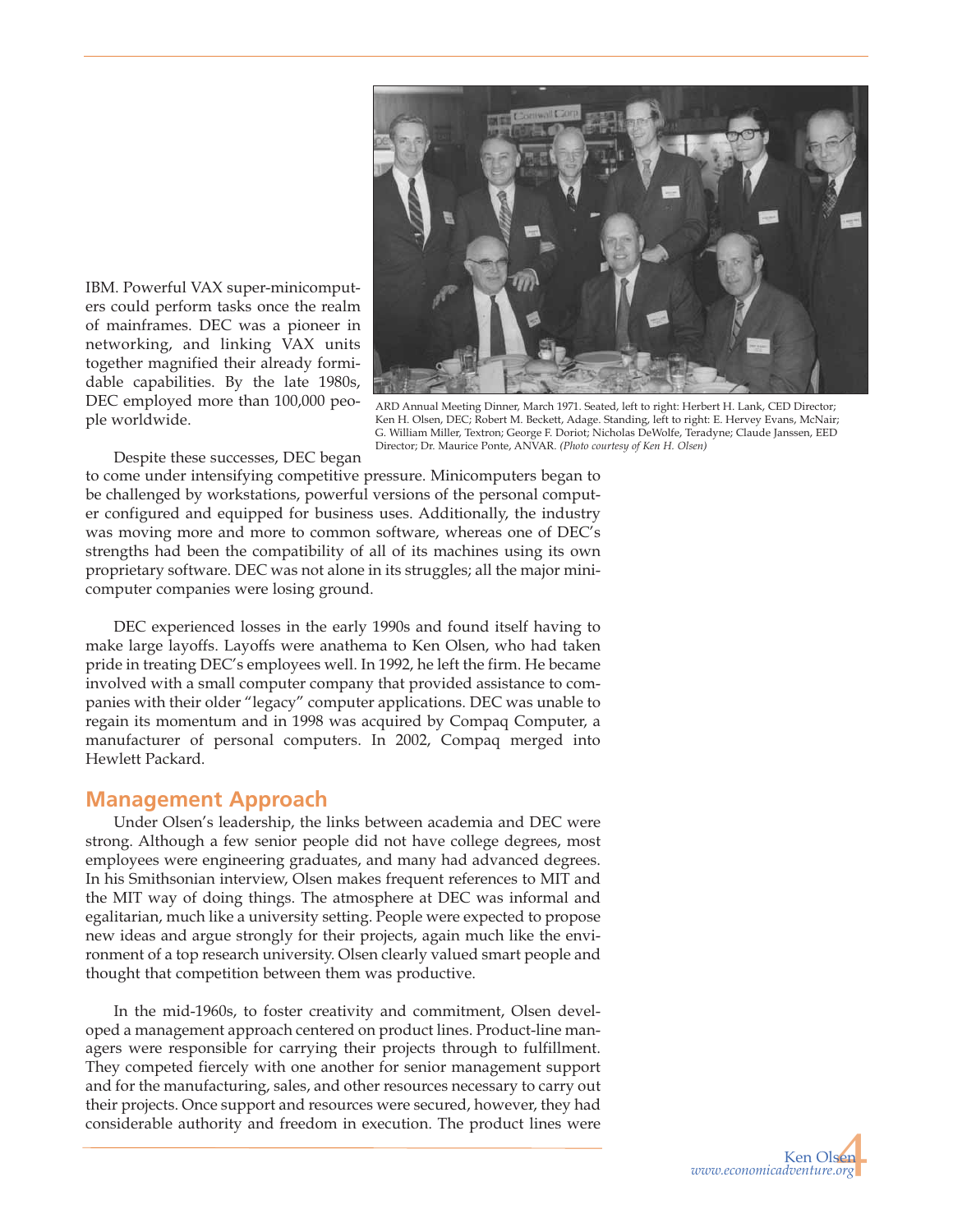IBM. Powerful VAX super-minicomputers could perform tasks once the realm of mainframes. DEC was a pioneer in networking, and linking VAX units together magnified their already formidable capabilities. By the late 1980s, DEC employed more than 100,000 people worldwide.

ARD Annual Meeting Dinner, March 1971. Seated, left to right: Herbert H. Lank, CED Director; Ken H. Olsen, DEC; Robert M. Beckett, Adage. Standing, left to right: E. Hervey Evans, McNair; G. William Miller, Textron; George F. Doriot; Nicholas DeWolfe, Teradyne; Claude Janssen, EED Director; Dr. Maurice Ponte, ANVAR. *(Photo courtesy of Ken H. Olsen)*

Despite these successes, DEC began to come under intensifying competitive pressure. Minicomputers began to be challenged by workstations, powerful versions of the personal computer configured and equipped for business uses. Additionally, the industry was moving more and more to common software, whereas one of DEC's strengths had been the compatibility of all of its machines using its own proprietary software. DEC was not alone in its struggles; all the major minicomputer companies were losing ground.

DEC experienced losses in the early 1990s and found itself having to make large layoffs. Layoffs were anathema to Ken Olsen, who had taken pride in treating DEC's employees well. In 1992, he left the firm. He became involved with a small computer company that provided assistance to companies with their older "legacy" computer applications. DEC was unable to regain its momentum and in 1998 was acquired by Compaq Computer, a manufacturer of personal computers. In 2002, Compaq merged into Hewlett Packard.

## Management Approach

Under Olsen's leadership, the links between academia and DEC were strong. Although a few senior people did not have college degrees, most employees were engineering graduates, and many had advanced degrees. In his Smithsonian interview, Olsen makes frequent references to MIT and the MIT way of doing things. The atmosphere at DEC was informal and egalitarian, much like a university setting. People were expected to propose new ideas and argue strongly for their projects, again much like the environment of a top research university. Olsen clearly valued smart people and thought that competition between them was productive.

In the mid-1960s, to foster creativity and commitment, Olsen developed a management approach centered on product lines. Product-line managers were responsible for carrying their projects through to fulfillment. They competed fiercely with one another for senior management support and for the manufacturing, sales, and other resources necessary to carry out their projects. Once support and resources were secured, however, they had considerable authority and freedom in execution. The product lines were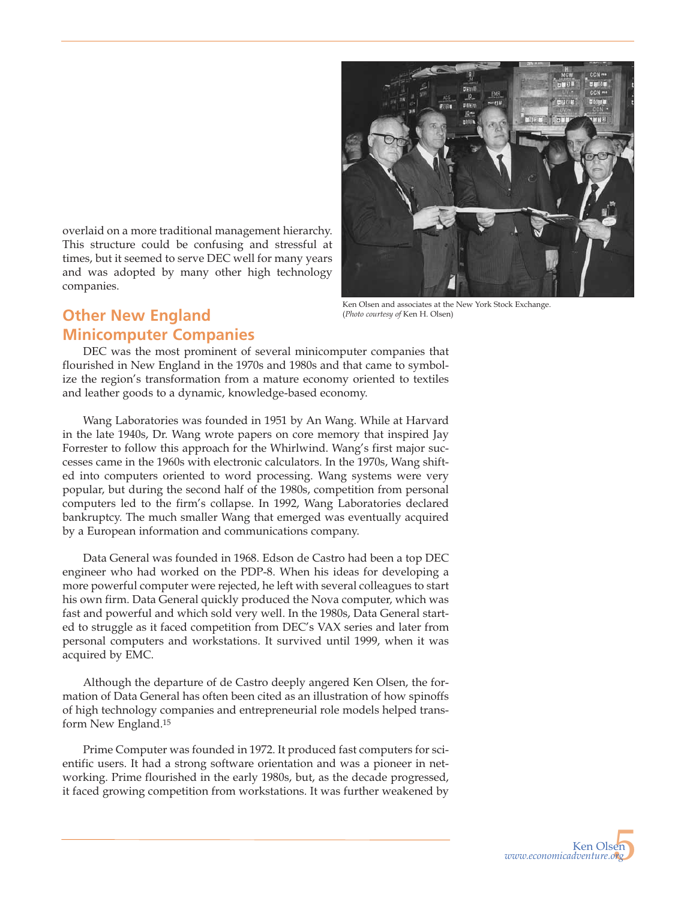overlaid on a more traditional management hierarchy. This structure could be confusing and stressful at times, but it seemed to serve DEC well for many years and was adopted by many other high technology companies.

Ken Olsen and associates at the New York Stock Exchange. (*Photo courtesy of* Ken H. Olsen)

## Other New England Minicomputer Companies

DEC was the most prominent of several minicomputer companies that flourished in New England in the 1970s and 1980s and that came to symbolize the region's transformation from a mature economy oriented to textiles and leather goods to a dynamic, knowledge-based economy.

Wang Laboratories was founded in 1951 by An Wang. While at Harvard in the late 1940s, Dr. Wang wrote papers on core memory that inspired Jay Forrester to follow this approach for the Whirlwind. Wang's first major successes came in the 1960s with electronic calculators. In the 1970s, Wang shifted into computers oriented to word processing. Wang systems were very popular, but during the second half of the 1980s, competition from personal computers led to the firm's collapse. In 1992, Wang Laboratories declared bankruptcy. The much smaller Wang that emerged was eventually acquired by a European information and communications company.

Data General was founded in 1968. Edson de Castro had been a top DEC engineer who had worked on the PDP-8. When his ideas for developing a more powerful computer were rejected, he left with several colleagues to start his own firm. Data General quickly produced the Nova computer, which was fast and powerful and which sold very well. In the 1980s, Data General started to struggle as it faced competition from DEC's VAX series and later from personal computers and workstations. It survived until 1999, when it was acquired by EMC.

Although the departure of de Castro deeply angered Ken Olsen, the formation of Data General has often been cited as an illustration of how spinoffs of high technology companies and entrepreneurial role models helped transform New England.[15]

Prime Computer was founded in 1972. It produced fast computers for scientific users. It had a strong software orientation and was a pioneer in networking. Prime flourished in the early 1980s, but, as the decade progressed, it faced growing competition from workstations. It was further weakened by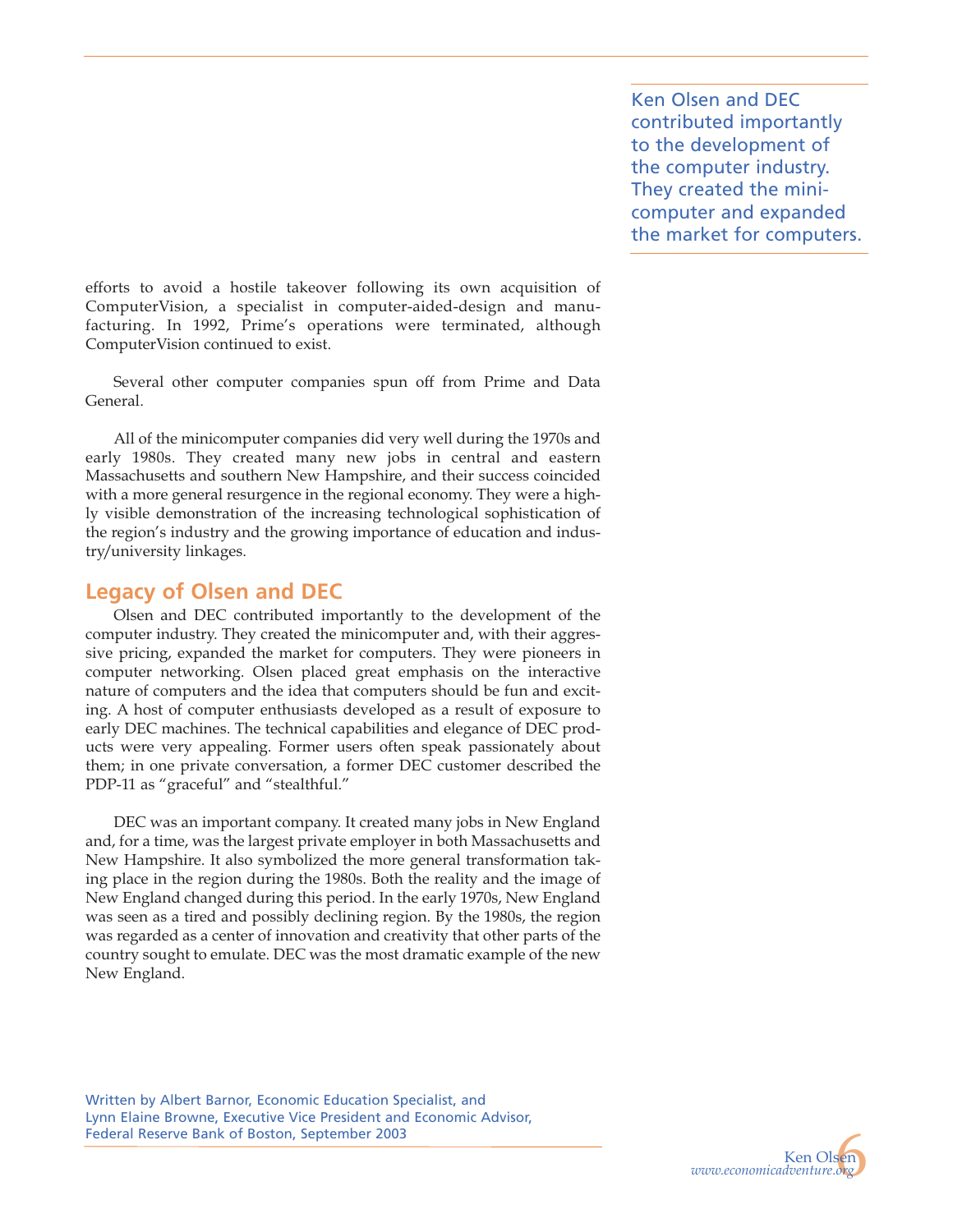> Ken Olsen and DEC contributed importantly to the development of the computer industry. They created the minicomputer and expanded the market for computers.

efforts to avoid a hostile takeover following its own acquisition of ComputerVision, a specialist in computer-aided-design and manufacturing. In 1992, Prime's operations were terminated, although ComputerVision continued to exist.

Several other computer companies spun off from Prime and Data General.

All of the minicomputer companies did very well during the 1970s and early 1980s. They created many new jobs in central and eastern Massachusetts and southern New Hampshire, and their success coincided with a more general resurgence in the regional economy. They were a highly visible demonstration of the increasing technological sophistication of the region's industry and the growing importance of education and industry/university linkages.

## Legacy of Olsen and DEC

Olsen and DEC contributed importantly to the development of the computer industry. They created the minicomputer and, with their aggressive pricing, expanded the market for computers. They were pioneers in computer networking. Olsen placed great emphasis on the interactive nature of computers and the idea that computers should be fun and exciting. A host of computer enthusiasts developed as a result of exposure to early DEC machines. The technical capabilities and elegance of DEC products were very appealing. Former users often speak passionately about them; in one private conversation, a former DEC customer described the PDP-11 as "graceful" and "stealthful."

DEC was an important company. It created many jobs in New England and, for a time, was the largest private employer in both Massachusetts and New Hampshire. It also symbolized the more general transformation taking place in the region during the 1980s. Both the reality and the image of New England changed during this period. In the early 1970s, New England was seen as a tired and possibly declining region. By the 1980s, the region was regarded as a center of innovation and creativity that other parts of the country sought to emulate. DEC was the most dramatic example of the new New England.

Written by Albert Barnor, Economic Education Specialist, and
Lynn Elaine Browne, Executive Vice President and Economic Advisor,
Federal Reserve Bank of Boston, September 2003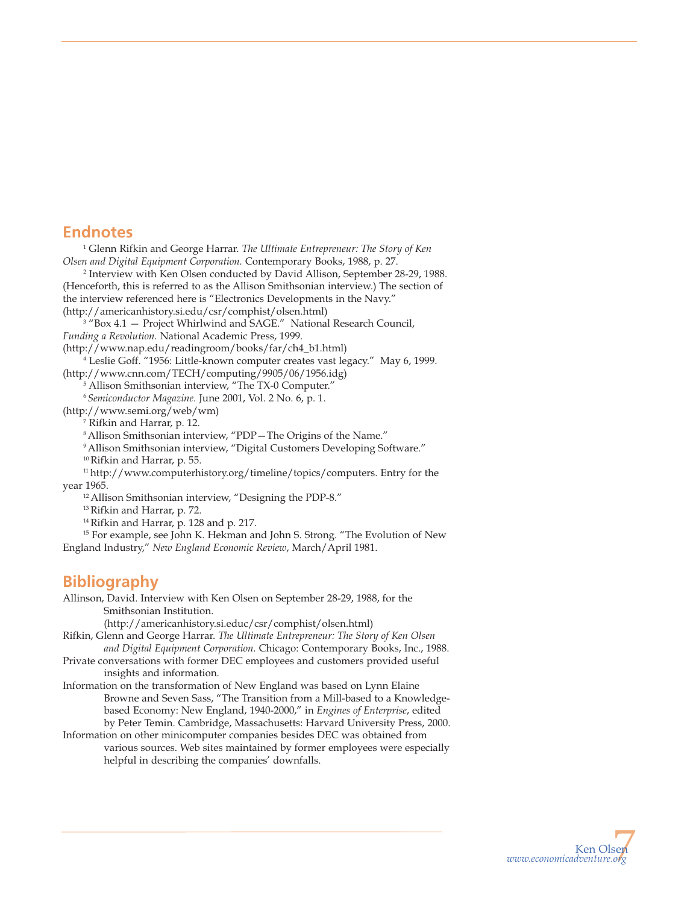## Endnotes

[1] Glenn Rifkin and George Harrar. *The Ultimate Entrepreneur: The Story of Ken Olsen and Digital Equipment Corporation.* Contemporary Books, 1988, p. 27.

[2] Interview with Ken Olsen conducted by David Allison, September 28-29, 1988. (Henceforth, this is referred to as the Allison Smithsonian interview.) The section of the interview referenced here is "Electronics Developments in the Navy." (http://americanhistory.si.edu/csr/comphist/olsen.html)

[3] "Box 4.1 — Project Whirlwind and SAGE." National Research Council, *Funding a Revolution.* National Academic Press, 1999. (http://www.nap.edu/readingroom/books/far/ch4_b1.html)

[4] Leslie Goff. "1956: Little-known computer creates vast legacy." May 6, 1999. (http://www.cnn.com/TECH/computing/9905/06/1956.idg)

[5] Allison Smithsonian interview, "The TX-0 Computer."

[6] *Semiconductor Magazine.* June 2001, Vol. 2 No. 6, p. 1. (http://www.semi.org/web/wm)

[7] Rifkin and Harrar, p. 12.

[8] Allison Smithsonian interview, "PDP—The Origins of the Name."

[9] Allison Smithsonian interview, "Digital Customers Developing Software."

[10] Rifkin and Harrar, p. 55.

[11] http://www.computerhistory.org/timeline/topics/computers. Entry for the year 1965.

[12] Allison Smithsonian interview, "Designing the PDP-8."

[13] Rifkin and Harrar, p. 72.

[14] Rifkin and Harrar, p. 128 and p. 217.

[15] For example, see John K. Hekman and John S. Strong. "The Evolution of New England Industry," *New England Economic Review*, March/April 1981.

## Bibliography

Allinson, David. Interview with Ken Olsen on September 28-29, 1988, for the Smithsonian Institution. (http://americanhistory.si.educ/csr/comphist/olsen.html)

Rifkin, Glenn and George Harrar. *The Ultimate Entrepreneur: The Story of Ken Olsen and Digital Equipment Corporation.* Chicago: Contemporary Books, Inc., 1988.

Private conversations with former DEC employees and customers provided useful insights and information.

Information on the transformation of New England was based on Lynn Elaine Browne and Seven Sass, "The Transition from a Mill-based to a Knowledge-based Economy: New England, 1940-2000," in *Engines of Enterprise*, edited by Peter Temin. Cambridge, Massachusetts: Harvard University Press, 2000.

Information on other minicomputer companies besides DEC was obtained from various sources. Web sites maintained by former employees were especially helpful in describing the companies' downfalls.